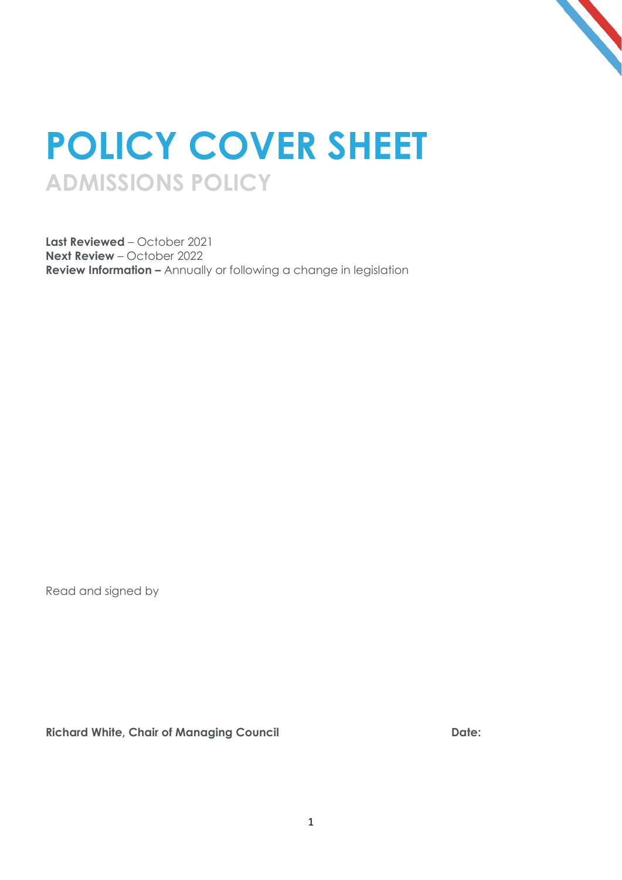# POLICY COVER SHEET

## ADMISSIONS POLICY

**Last Reviewed** – October 2021
**Next Review** – October 2022
**Review Information –** Annually or following a change in legislation

Read and signed by

**Richard White, Chair of Managing Council** **Date:**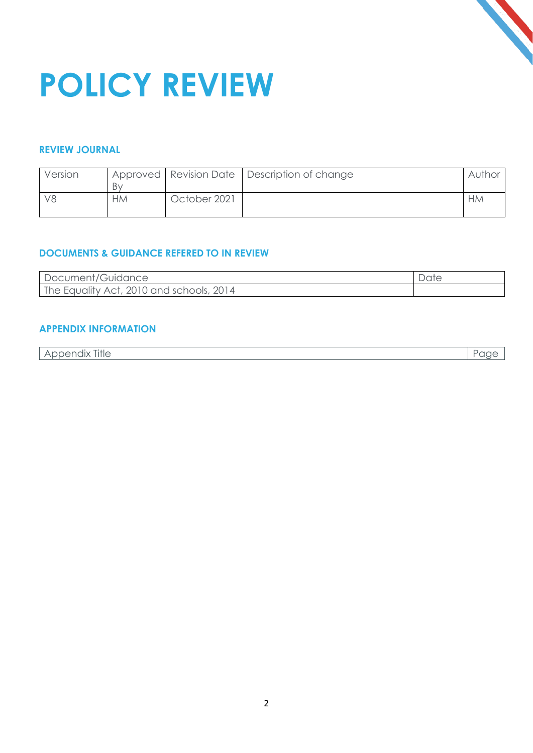# POLICY REVIEW

### REVIEW JOURNAL

| Version | Approved By | Revision Date | Description of change | Author |
|---|---|---|---|---|
| V8 | HM | October 2021 | | HM |

### DOCUMENTS & GUIDANCE REFERED TO IN REVIEW

| Document/Guidance | Date |
|---|---|
| The Equality Act, 2010 and schools, 2014 | |

### APPENDIX INFORMATION

| Appendix Title | Page |
|---|---|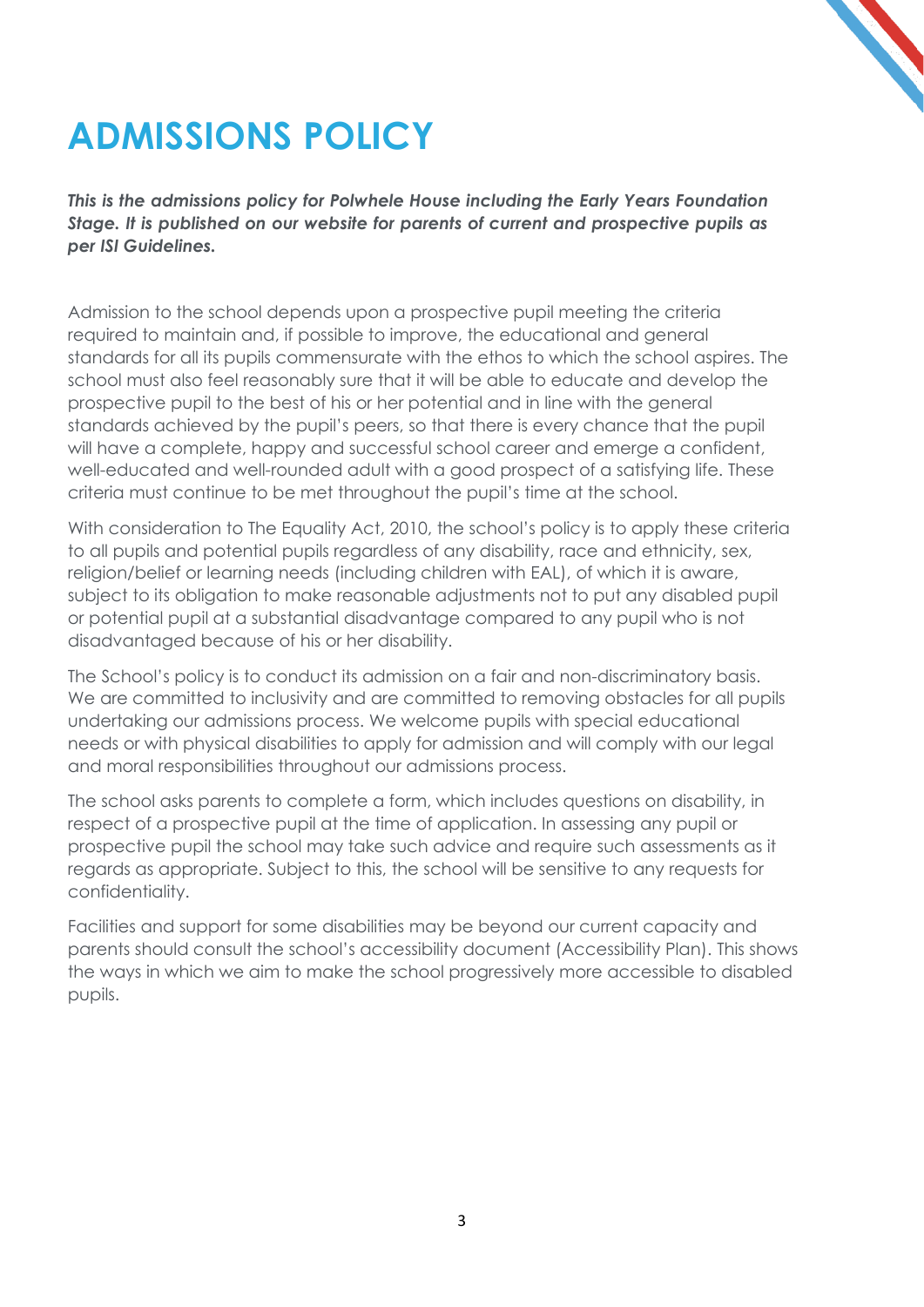# ADMISSIONS POLICY

***This is the admissions policy for Polwhele House including the Early Years Foundation Stage. It is published on our website for parents of current and prospective pupils as per ISI Guidelines.***

Admission to the school depends upon a prospective pupil meeting the criteria required to maintain and, if possible to improve, the educational and general standards for all its pupils commensurate with the ethos to which the school aspires. The school must also feel reasonably sure that it will be able to educate and develop the prospective pupil to the best of his or her potential and in line with the general standards achieved by the pupil's peers, so that there is every chance that the pupil will have a complete, happy and successful school career and emerge a confident, well-educated and well-rounded adult with a good prospect of a satisfying life. These criteria must continue to be met throughout the pupil's time at the school.

With consideration to The Equality Act, 2010, the school's policy is to apply these criteria to all pupils and potential pupils regardless of any disability, race and ethnicity, sex, religion/belief or learning needs (including children with EAL), of which it is aware, subject to its obligation to make reasonable adjustments not to put any disabled pupil or potential pupil at a substantial disadvantage compared to any pupil who is not disadvantaged because of his or her disability.

The School's policy is to conduct its admission on a fair and non-discriminatory basis. We are committed to inclusivity and are committed to removing obstacles for all pupils undertaking our admissions process. We welcome pupils with special educational needs or with physical disabilities to apply for admission and will comply with our legal and moral responsibilities throughout our admissions process.

The school asks parents to complete a form, which includes questions on disability, in respect of a prospective pupil at the time of application. In assessing any pupil or prospective pupil the school may take such advice and require such assessments as it regards as appropriate. Subject to this, the school will be sensitive to any requests for confidentiality.

Facilities and support for some disabilities may be beyond our current capacity and parents should consult the school's accessibility document (Accessibility Plan). This shows the ways in which we aim to make the school progressively more accessible to disabled pupils.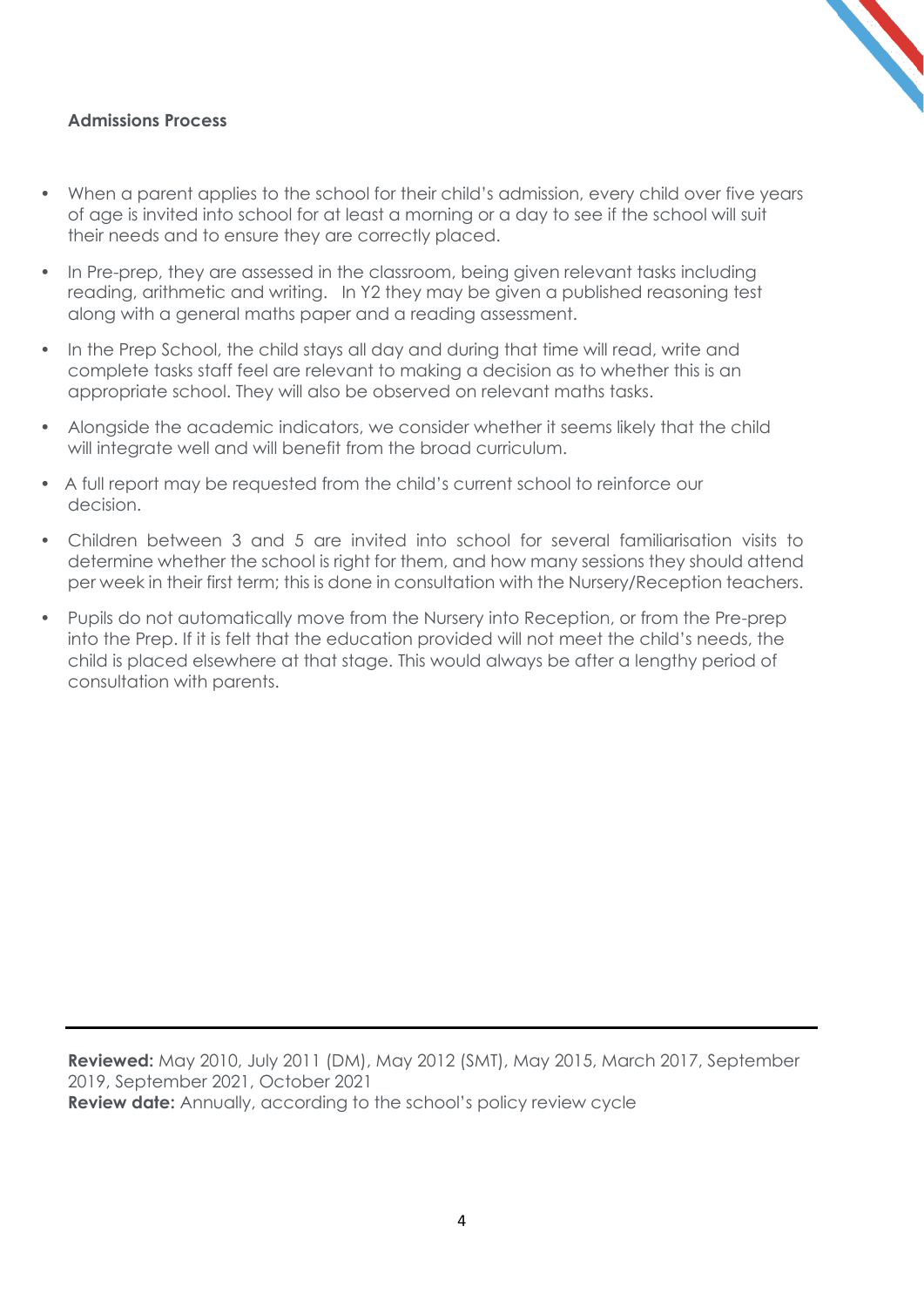**Admissions Process**

- When a parent applies to the school for their child's admission, every child over five years of age is invited into school for at least a morning or a day to see if the school will suit their needs and to ensure they are correctly placed.
- In Pre-prep, they are assessed in the classroom, being given relevant tasks including reading, arithmetic and writing. In Y2 they may be given a published reasoning test along with a general maths paper and a reading assessment.
- In the Prep School, the child stays all day and during that time will read, write and complete tasks staff feel are relevant to making a decision as to whether this is an appropriate school. They will also be observed on relevant maths tasks.
- Alongside the academic indicators, we consider whether it seems likely that the child will integrate well and will benefit from the broad curriculum.
- A full report may be requested from the child's current school to reinforce our decision.
- Children between 3 and 5 are invited into school for several familiarisation visits to determine whether the school is right for them, and how many sessions they should attend per week in their first term; this is done in consultation with the Nursery/Reception teachers.
- Pupils do not automatically move from the Nursery into Reception, or from the Pre-prep into the Prep. If it is felt that the education provided will not meet the child's needs, the child is placed elsewhere at that stage. This would always be after a lengthy period of consultation with parents.

---

**Reviewed:** May 2010, July 2011 (DM), May 2012 (SMT), May 2015, March 2017, September 2019, September 2021, October 2021
**Review date:** Annually, according to the school's policy review cycle